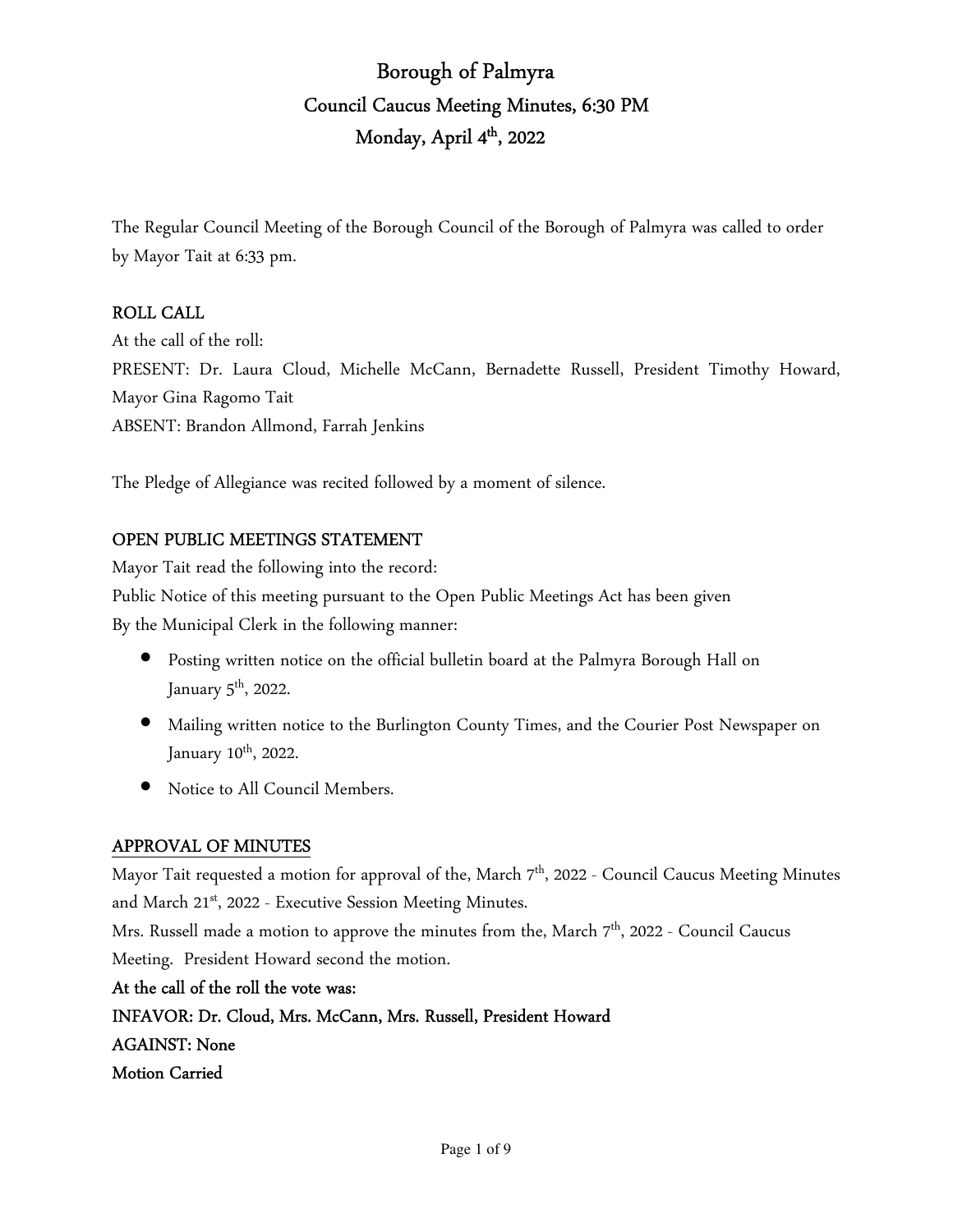# Borough of Palmyra

## Council Caucus Meeting Minutes, 6:30 PM

## Monday, April 4th, 2022

The Regular Council Meeting of the Borough Council of the Borough of Palmyra was called to order by Mayor Tait at 6:33 pm.

**ROLL CALL**

At the call of the roll:

PRESENT: Dr. Laura Cloud, Michelle McCann, Bernadette Russell, President Timothy Howard, Mayor Gina Ragomo Tait

ABSENT: Brandon Allmond, Farrah Jenkins

The Pledge of Allegiance was recited followed by a moment of silence.

**OPEN PUBLIC MEETINGS STATEMENT**

Mayor Tait read the following into the record:

Public Notice of this meeting pursuant to the Open Public Meetings Act has been given By the Municipal Clerk in the following manner:

- Posting written notice on the official bulletin board at the Palmyra Borough Hall on January 5th, 2022.
- Mailing written notice to the Burlington County Times, and the Courier Post Newspaper on January 10th, 2022.
- Notice to All Council Members.

**APPROVAL OF MINUTES**

Mayor Tait requested a motion for approval of the, March 7th, 2022 - Council Caucus Meeting Minutes and March 21st, 2022 - Executive Session Meeting Minutes.

Mrs. Russell made a motion to approve the minutes from the, March 7th, 2022 - Council Caucus Meeting. President Howard second the motion.

**At the call of the roll the vote was:**

**INFAVOR: Dr. Cloud, Mrs. McCann, Mrs. Russell, President Howard**

**AGAINST: None**

**Motion Carried**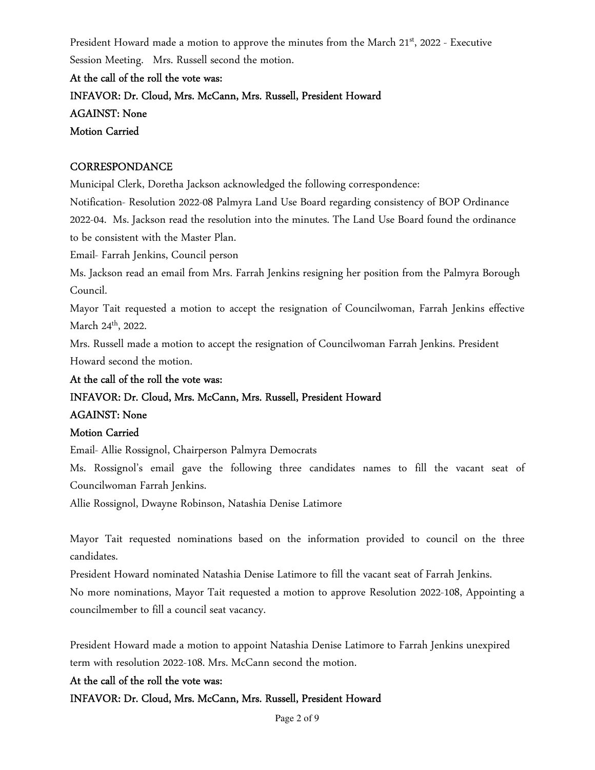President Howard made a motion to approve the minutes from the March 21st, 2022 - Executive Session Meeting. Mrs. Russell second the motion.

**At the call of the roll the vote was:**

**INFAVOR: Dr. Cloud, Mrs. McCann, Mrs. Russell, President Howard**

**AGAINST: None**

**Motion Carried**

CORRESPONDANCE

Municipal Clerk, Doretha Jackson acknowledged the following correspondence:

Notification- Resolution 2022-08 Palmyra Land Use Board regarding consistency of BOP Ordinance 2022-04. Ms. Jackson read the resolution into the minutes. The Land Use Board found the ordinance to be consistent with the Master Plan.

Email- Farrah Jenkins, Council person

Ms. Jackson read an email from Mrs. Farrah Jenkins resigning her position from the Palmyra Borough Council.

Mayor Tait requested a motion to accept the resignation of Councilwoman, Farrah Jenkins effective March 24th, 2022.

Mrs. Russell made a motion to accept the resignation of Councilwoman Farrah Jenkins. President Howard second the motion.

**At the call of the roll the vote was:**

**INFAVOR: Dr. Cloud, Mrs. McCann, Mrs. Russell, President Howard**

**AGAINST: None**

**Motion Carried**

Email- Allie Rossignol, Chairperson Palmyra Democrats

Ms. Rossignol's email gave the following three candidates names to fill the vacant seat of Councilwoman Farrah Jenkins.

Allie Rossignol, Dwayne Robinson, Natashia Denise Latimore

Mayor Tait requested nominations based on the information provided to council on the three candidates.

President Howard nominated Natashia Denise Latimore to fill the vacant seat of Farrah Jenkins.

No more nominations, Mayor Tait requested a motion to approve Resolution 2022-108, Appointing a councilmember to fill a council seat vacancy.

President Howard made a motion to appoint Natashia Denise Latimore to Farrah Jenkins unexpired term with resolution 2022-108. Mrs. McCann second the motion.

**At the call of the roll the vote was:**

**INFAVOR: Dr. Cloud, Mrs. McCann, Mrs. Russell, President Howard**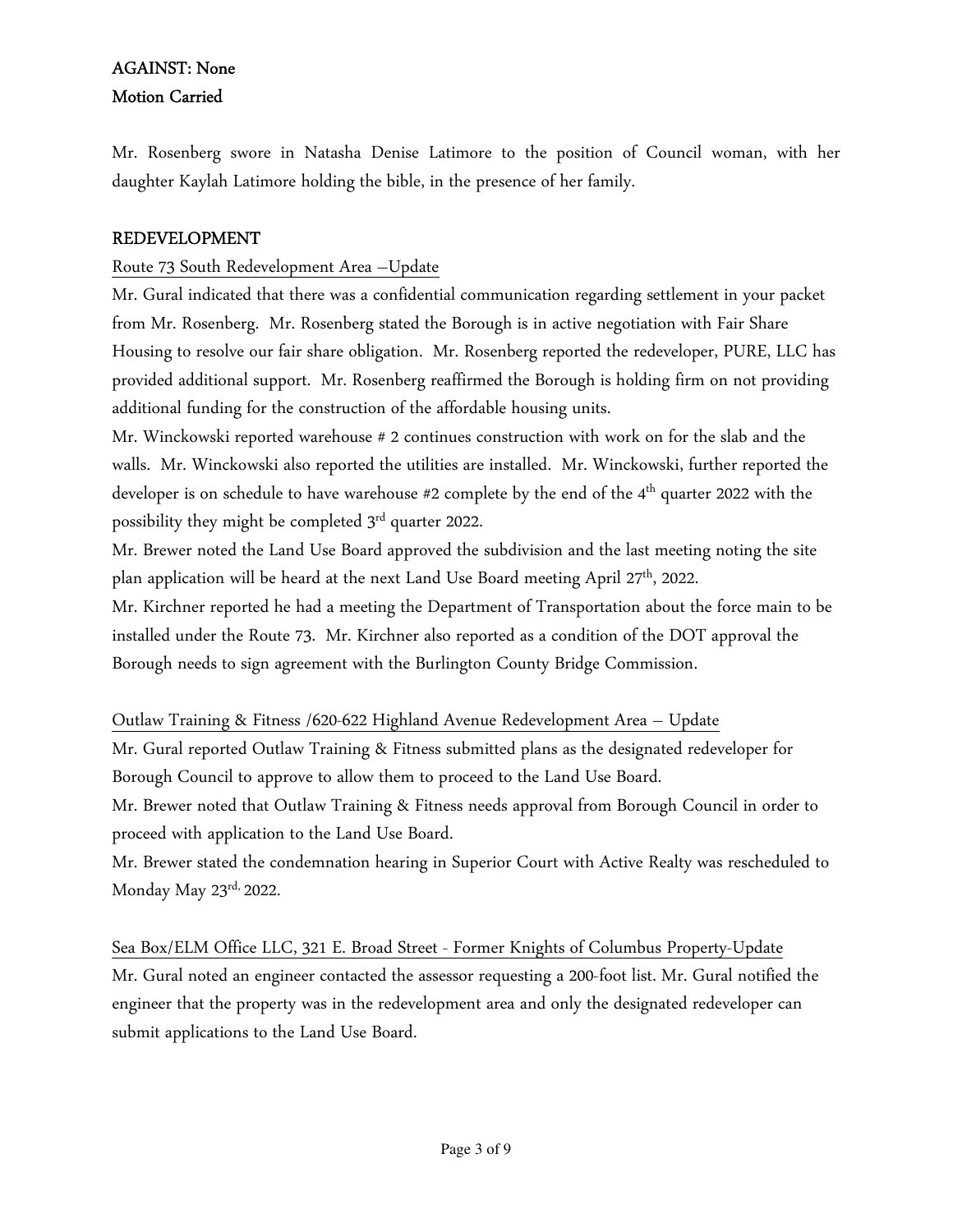**AGAINST: None**
**Motion Carried**

Mr. Rosenberg swore in Natasha Denise Latimore to the position of Council woman, with her daughter Kaylah Latimore holding the bible, in the presence of her family.

**REDEVELOPMENT**

Route 73 South Redevelopment Area –Update

Mr. Gural indicated that there was a confidential communication regarding settlement in your packet from Mr. Rosenberg. Mr. Rosenberg stated the Borough is in active negotiation with Fair Share Housing to resolve our fair share obligation. Mr. Rosenberg reported the redeveloper, PURE, LLC has provided additional support. Mr. Rosenberg reaffirmed the Borough is holding firm on not providing additional funding for the construction of the affordable housing units.

Mr. Winckowski reported warehouse # 2 continues construction with work on for the slab and the walls. Mr. Winckowski also reported the utilities are installed. Mr. Winckowski, further reported the developer is on schedule to have warehouse #2 complete by the end of the 4th quarter 2022 with the possibility they might be completed 3rd quarter 2022.

Mr. Brewer noted the Land Use Board approved the subdivision and the last meeting noting the site plan application will be heard at the next Land Use Board meeting April 27th, 2022.

Mr. Kirchner reported he had a meeting the Department of Transportation about the force main to be installed under the Route 73. Mr. Kirchner also reported as a condition of the DOT approval the Borough needs to sign agreement with the Burlington County Bridge Commission.

Outlaw Training & Fitness /620-622 Highland Avenue Redevelopment Area – Update

Mr. Gural reported Outlaw Training & Fitness submitted plans as the designated redeveloper for Borough Council to approve to allow them to proceed to the Land Use Board.

Mr. Brewer noted that Outlaw Training & Fitness needs approval from Borough Council in order to proceed with application to the Land Use Board.

Mr. Brewer stated the condemnation hearing in Superior Court with Active Realty was rescheduled to Monday May 23rd, 2022.

Sea Box/ELM Office LLC, 321 E. Broad Street - Former Knights of Columbus Property-Update

Mr. Gural noted an engineer contacted the assessor requesting a 200-foot list. Mr. Gural notified the engineer that the property was in the redevelopment area and only the designated redeveloper can submit applications to the Land Use Board.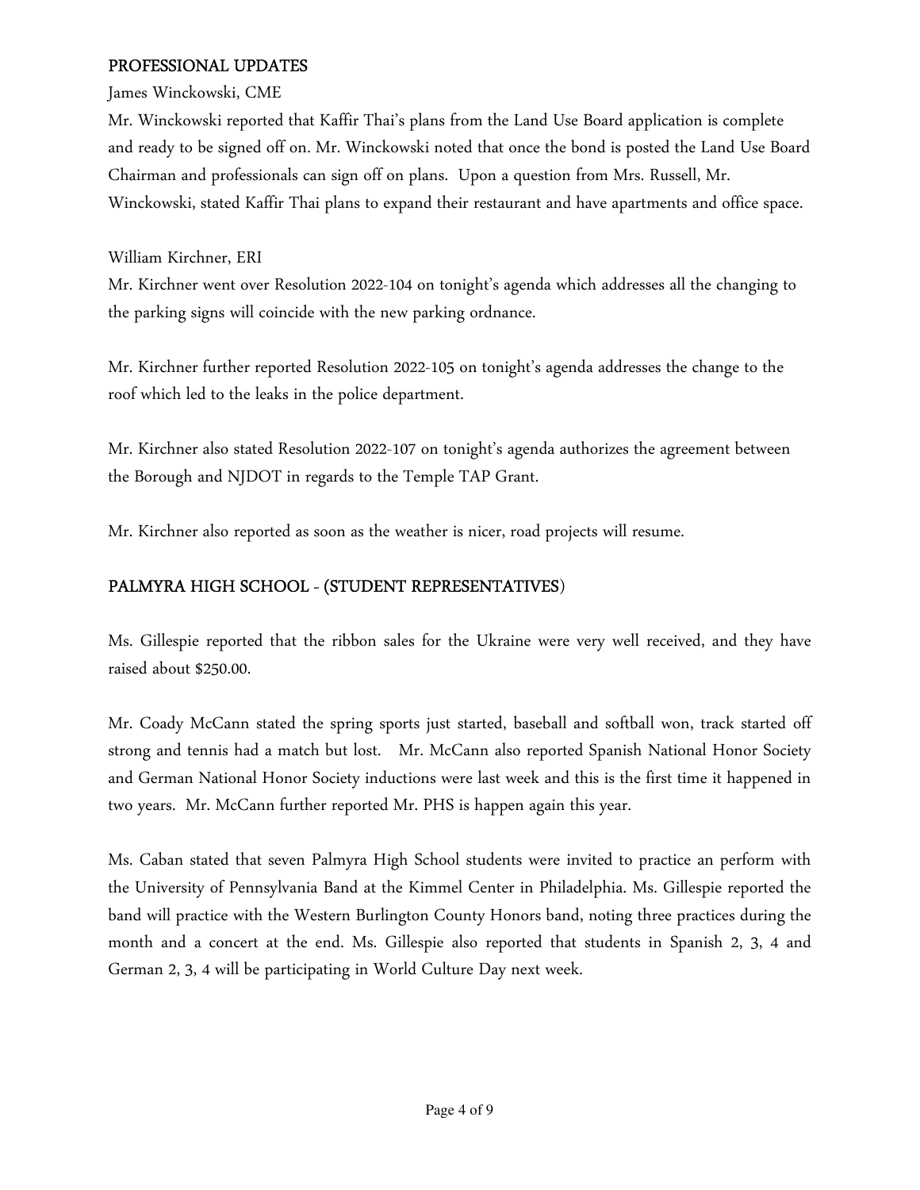## PROFESSIONAL UPDATES

James Winckowski, CME

Mr. Winckowski reported that Kaffir Thai's plans from the Land Use Board application is complete and ready to be signed off on. Mr. Winckowski noted that once the bond is posted the Land Use Board Chairman and professionals can sign off on plans. Upon a question from Mrs. Russell, Mr. Winckowski, stated Kaffir Thai plans to expand their restaurant and have apartments and office space.

William Kirchner, ERI

Mr. Kirchner went over Resolution 2022-104 on tonight's agenda which addresses all the changing to the parking signs will coincide with the new parking ordnance.

Mr. Kirchner further reported Resolution 2022-105 on tonight's agenda addresses the change to the roof which led to the leaks in the police department.

Mr. Kirchner also stated Resolution 2022-107 on tonight's agenda authorizes the agreement between the Borough and NJDOT in regards to the Temple TAP Grant.

Mr. Kirchner also reported as soon as the weather is nicer, road projects will resume.

## PALMYRA HIGH SCHOOL - (STUDENT REPRESENTATIVES)

Ms. Gillespie reported that the ribbon sales for the Ukraine were very well received, and they have raised about $250.00.

Mr. Coady McCann stated the spring sports just started, baseball and softball won, track started off strong and tennis had a match but lost. Mr. McCann also reported Spanish National Honor Society and German National Honor Society inductions were last week and this is the first time it happened in two years. Mr. McCann further reported Mr. PHS is happen again this year.

Ms. Caban stated that seven Palmyra High School students were invited to practice an perform with the University of Pennsylvania Band at the Kimmel Center in Philadelphia. Ms. Gillespie reported the band will practice with the Western Burlington County Honors band, noting three practices during the month and a concert at the end. Ms. Gillespie also reported that students in Spanish 2, 3, 4 and German 2, 3, 4 will be participating in World Culture Day next week.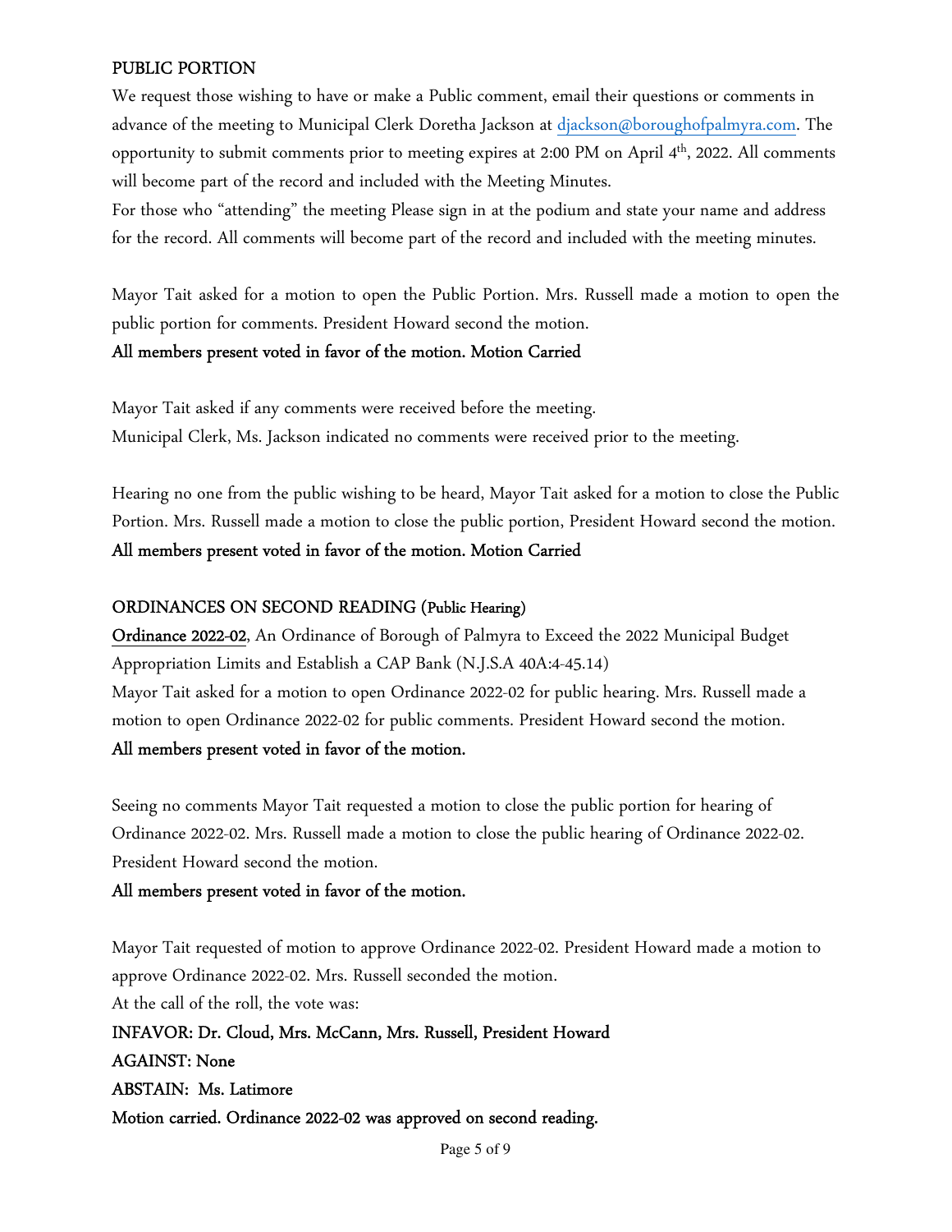## PUBLIC PORTION

We request those wishing to have or make a Public comment, email their questions or comments in advance of the meeting to Municipal Clerk Doretha Jackson at djackson@boroughofpalmyra.com. The opportunity to submit comments prior to meeting expires at 2:00 PM on April 4th, 2022. All comments will become part of the record and included with the Meeting Minutes.

For those who "attending" the meeting Please sign in at the podium and state your name and address for the record. All comments will become part of the record and included with the meeting minutes.

Mayor Tait asked for a motion to open the Public Portion. Mrs. Russell made a motion to open the public portion for comments. President Howard second the motion.

**All members present voted in favor of the motion. Motion Carried**

Mayor Tait asked if any comments were received before the meeting.
Municipal Clerk, Ms. Jackson indicated no comments were received prior to the meeting.

Hearing no one from the public wishing to be heard, Mayor Tait asked for a motion to close the Public Portion. Mrs. Russell made a motion to close the public portion, President Howard second the motion.

**All members present voted in favor of the motion. Motion Carried**

## ORDINANCES ON SECOND READING (Public Hearing)

<u>Ordinance 2022-02</u>, An Ordinance of Borough of Palmyra to Exceed the 2022 Municipal Budget Appropriation Limits and Establish a CAP Bank (N.J.S.A 40A:4-45.14)

Mayor Tait asked for a motion to open Ordinance 2022-02 for public hearing. Mrs. Russell made a motion to open Ordinance 2022-02 for public comments. President Howard second the motion.

**All members present voted in favor of the motion.**

Seeing no comments Mayor Tait requested a motion to close the public portion for hearing of Ordinance 2022-02. Mrs. Russell made a motion to close the public hearing of Ordinance 2022-02. President Howard second the motion.

**All members present voted in favor of the motion.**

Mayor Tait requested of motion to approve Ordinance 2022-02. President Howard made a motion to approve Ordinance 2022-02. Mrs. Russell seconded the motion.

At the call of the roll, the vote was:

**INFAVOR: Dr. Cloud, Mrs. McCann, Mrs. Russell, President Howard**

**AGAINST: None**

**ABSTAIN: Ms. Latimore**

**Motion carried. Ordinance 2022-02 was approved on second reading.**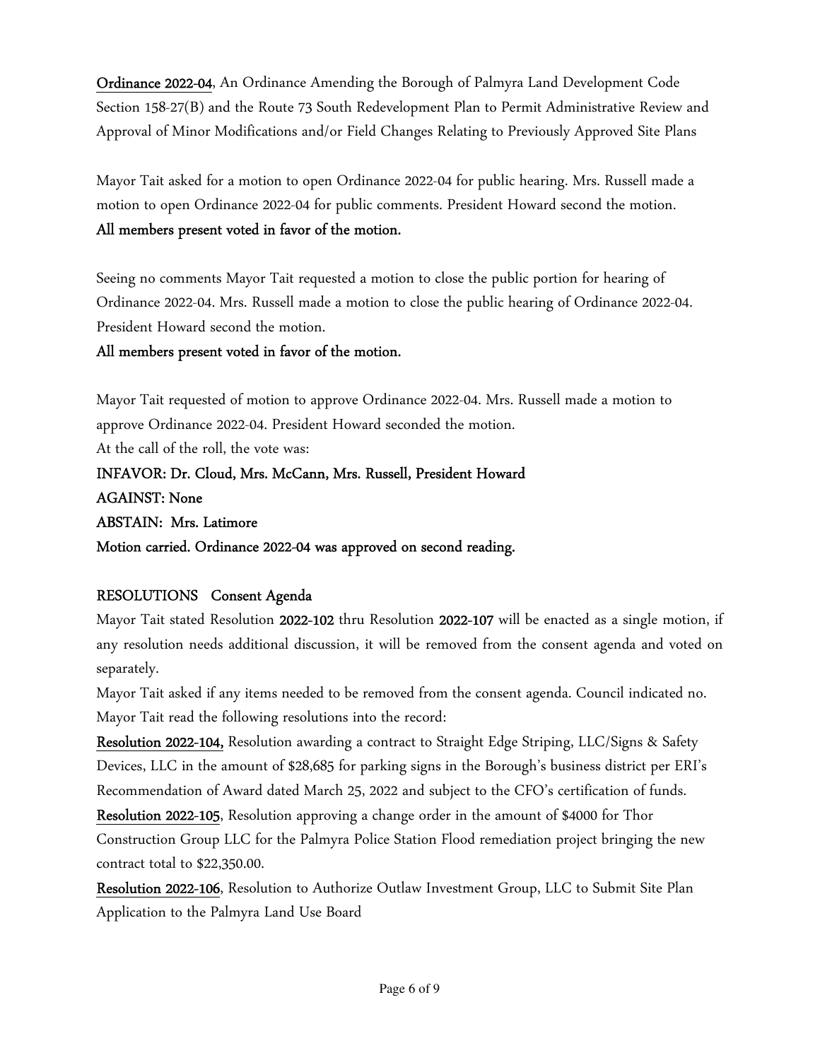**Ordinance 2022-04**, An Ordinance Amending the Borough of Palmyra Land Development Code Section 158-27(B) and the Route 73 South Redevelopment Plan to Permit Administrative Review and Approval of Minor Modifications and/or Field Changes Relating to Previously Approved Site Plans

Mayor Tait asked for a motion to open Ordinance 2022-04 for public hearing. Mrs. Russell made a motion to open Ordinance 2022-04 for public comments. President Howard second the motion.

**All members present voted in favor of the motion.**

Seeing no comments Mayor Tait requested a motion to close the public portion for hearing of Ordinance 2022-04. Mrs. Russell made a motion to close the public hearing of Ordinance 2022-04. President Howard second the motion.

**All members present voted in favor of the motion.**

Mayor Tait requested of motion to approve Ordinance 2022-04. Mrs. Russell made a motion to approve Ordinance 2022-04. President Howard seconded the motion.

At the call of the roll, the vote was:

**INFAVOR: Dr. Cloud, Mrs. McCann, Mrs. Russell, President Howard**

**AGAINST: None**

**ABSTAIN: Mrs. Latimore**

**Motion carried. Ordinance 2022-04 was approved on second reading.**

**RESOLUTIONS Consent Agenda**

Mayor Tait stated Resolution **2022-102** thru Resolution **2022-107** will be enacted as a single motion, if any resolution needs additional discussion, it will be removed from the consent agenda and voted on separately.

Mayor Tait asked if any items needed to be removed from the consent agenda. Council indicated no. Mayor Tait read the following resolutions into the record:

**Resolution 2022-104,** Resolution awarding a contract to Straight Edge Striping, LLC/Signs & Safety Devices, LLC in the amount of $28,685 for parking signs in the Borough's business district per ERI's Recommendation of Award dated March 25, 2022 and subject to the CFO's certification of funds.

**Resolution 2022-105**, Resolution approving a change order in the amount of $4000 for Thor Construction Group LLC for the Palmyra Police Station Flood remediation project bringing the new contract total to $22,350.00.

**Resolution 2022-106**, Resolution to Authorize Outlaw Investment Group, LLC to Submit Site Plan Application to the Palmyra Land Use Board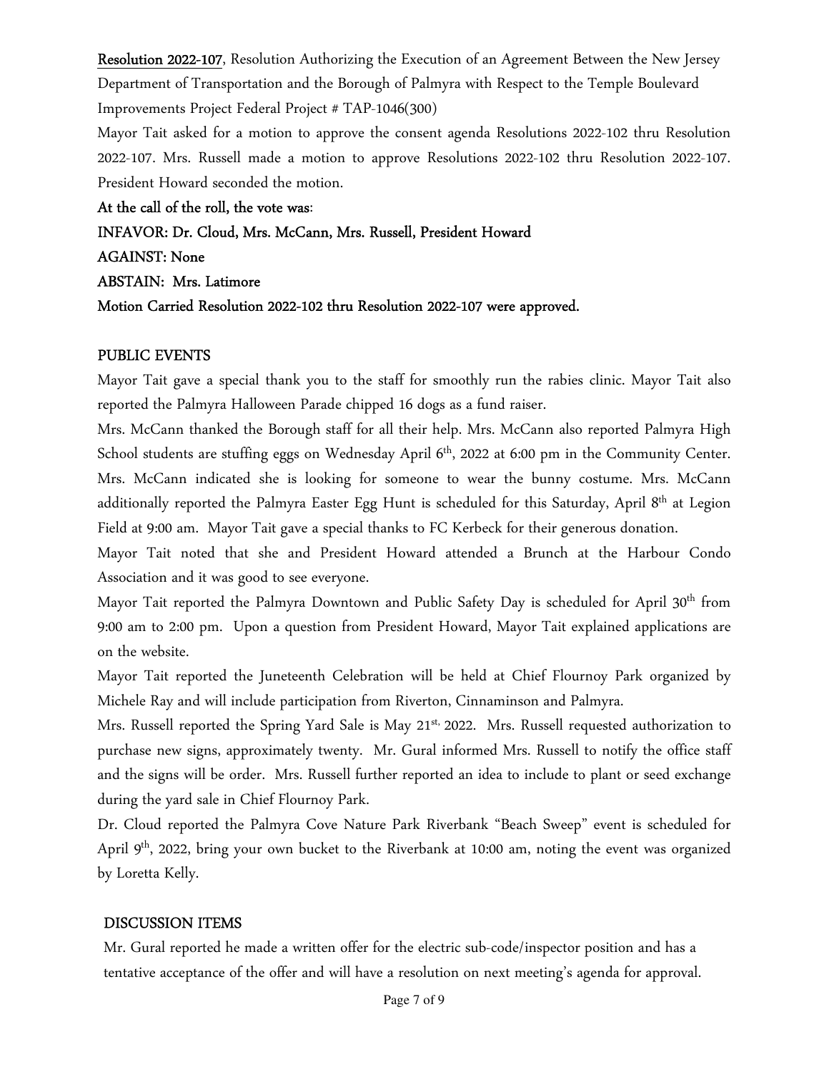**Resolution 2022-107**, Resolution Authorizing the Execution of an Agreement Between the New Jersey Department of Transportation and the Borough of Palmyra with Respect to the Temple Boulevard Improvements Project Federal Project # TAP-1046(300)

Mayor Tait asked for a motion to approve the consent agenda Resolutions 2022-102 thru Resolution 2022-107. Mrs. Russell made a motion to approve Resolutions 2022-102 thru Resolution 2022-107. President Howard seconded the motion.

**At the call of the roll, the vote was**:

**INFAVOR: Dr. Cloud, Mrs. McCann, Mrs. Russell, President Howard**

**AGAINST: None**

**ABSTAIN: Mrs. Latimore**

**Motion Carried Resolution 2022-102 thru Resolution 2022-107 were approved.**

## PUBLIC EVENTS

Mayor Tait gave a special thank you to the staff for smoothly run the rabies clinic. Mayor Tait also reported the Palmyra Halloween Parade chipped 16 dogs as a fund raiser.

Mrs. McCann thanked the Borough staff for all their help. Mrs. McCann also reported Palmyra High School students are stuffing eggs on Wednesday April 6th, 2022 at 6:00 pm in the Community Center. Mrs. McCann indicated she is looking for someone to wear the bunny costume. Mrs. McCann additionally reported the Palmyra Easter Egg Hunt is scheduled for this Saturday, April 8th at Legion Field at 9:00 am. Mayor Tait gave a special thanks to FC Kerbeck for their generous donation.

Mayor Tait noted that she and President Howard attended a Brunch at the Harbour Condo Association and it was good to see everyone.

Mayor Tait reported the Palmyra Downtown and Public Safety Day is scheduled for April 30th from 9:00 am to 2:00 pm. Upon a question from President Howard, Mayor Tait explained applications are on the website.

Mayor Tait reported the Juneteenth Celebration will be held at Chief Flournoy Park organized by Michele Ray and will include participation from Riverton, Cinnaminson and Palmyra.

Mrs. Russell reported the Spring Yard Sale is May 21st, 2022. Mrs. Russell requested authorization to purchase new signs, approximately twenty. Mr. Gural informed Mrs. Russell to notify the office staff and the signs will be order. Mrs. Russell further reported an idea to include to plant or seed exchange during the yard sale in Chief Flournoy Park.

Dr. Cloud reported the Palmyra Cove Nature Park Riverbank "Beach Sweep" event is scheduled for April 9th, 2022, bring your own bucket to the Riverbank at 10:00 am, noting the event was organized by Loretta Kelly.

## DISCUSSION ITEMS

Mr. Gural reported he made a written offer for the electric sub-code/inspector position and has a tentative acceptance of the offer and will have a resolution on next meeting's agenda for approval.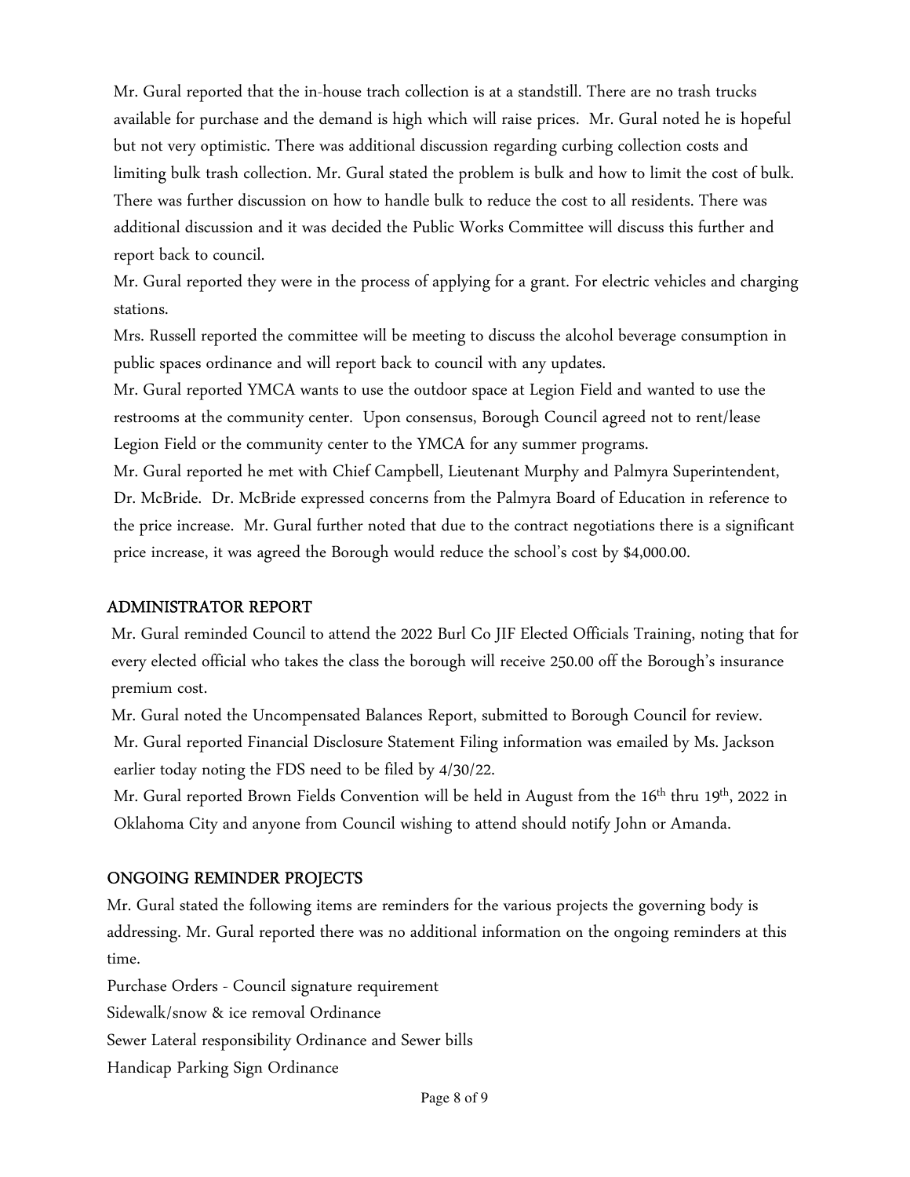Mr. Gural reported that the in-house trach collection is at a standstill. There are no trash trucks available for purchase and the demand is high which will raise prices. Mr. Gural noted he is hopeful but not very optimistic. There was additional discussion regarding curbing collection costs and limiting bulk trash collection. Mr. Gural stated the problem is bulk and how to limit the cost of bulk. There was further discussion on how to handle bulk to reduce the cost to all residents. There was additional discussion and it was decided the Public Works Committee will discuss this further and report back to council.

Mr. Gural reported they were in the process of applying for a grant. For electric vehicles and charging stations.

Mrs. Russell reported the committee will be meeting to discuss the alcohol beverage consumption in public spaces ordinance and will report back to council with any updates.

Mr. Gural reported YMCA wants to use the outdoor space at Legion Field and wanted to use the restrooms at the community center. Upon consensus, Borough Council agreed not to rent/lease Legion Field or the community center to the YMCA for any summer programs.

Mr. Gural reported he met with Chief Campbell, Lieutenant Murphy and Palmyra Superintendent, Dr. McBride. Dr. McBride expressed concerns from the Palmyra Board of Education in reference to the price increase. Mr. Gural further noted that due to the contract negotiations there is a significant price increase, it was agreed the Borough would reduce the school's cost by $4,000.00.

## ADMINISTRATOR REPORT

Mr. Gural reminded Council to attend the 2022 Burl Co JIF Elected Officials Training, noting that for every elected official who takes the class the borough will receive 250.00 off the Borough's insurance premium cost.

Mr. Gural noted the Uncompensated Balances Report, submitted to Borough Council for review.

Mr. Gural reported Financial Disclosure Statement Filing information was emailed by Ms. Jackson earlier today noting the FDS need to be filed by 4/30/22.

Mr. Gural reported Brown Fields Convention will be held in August from the 16th thru 19th, 2022 in Oklahoma City and anyone from Council wishing to attend should notify John or Amanda.

## ONGOING REMINDER PROJECTS

Mr. Gural stated the following items are reminders for the various projects the governing body is addressing. Mr. Gural reported there was no additional information on the ongoing reminders at this time.

Purchase Orders - Council signature requirement

Sidewalk/snow & ice removal Ordinance

Sewer Lateral responsibility Ordinance and Sewer bills

Handicap Parking Sign Ordinance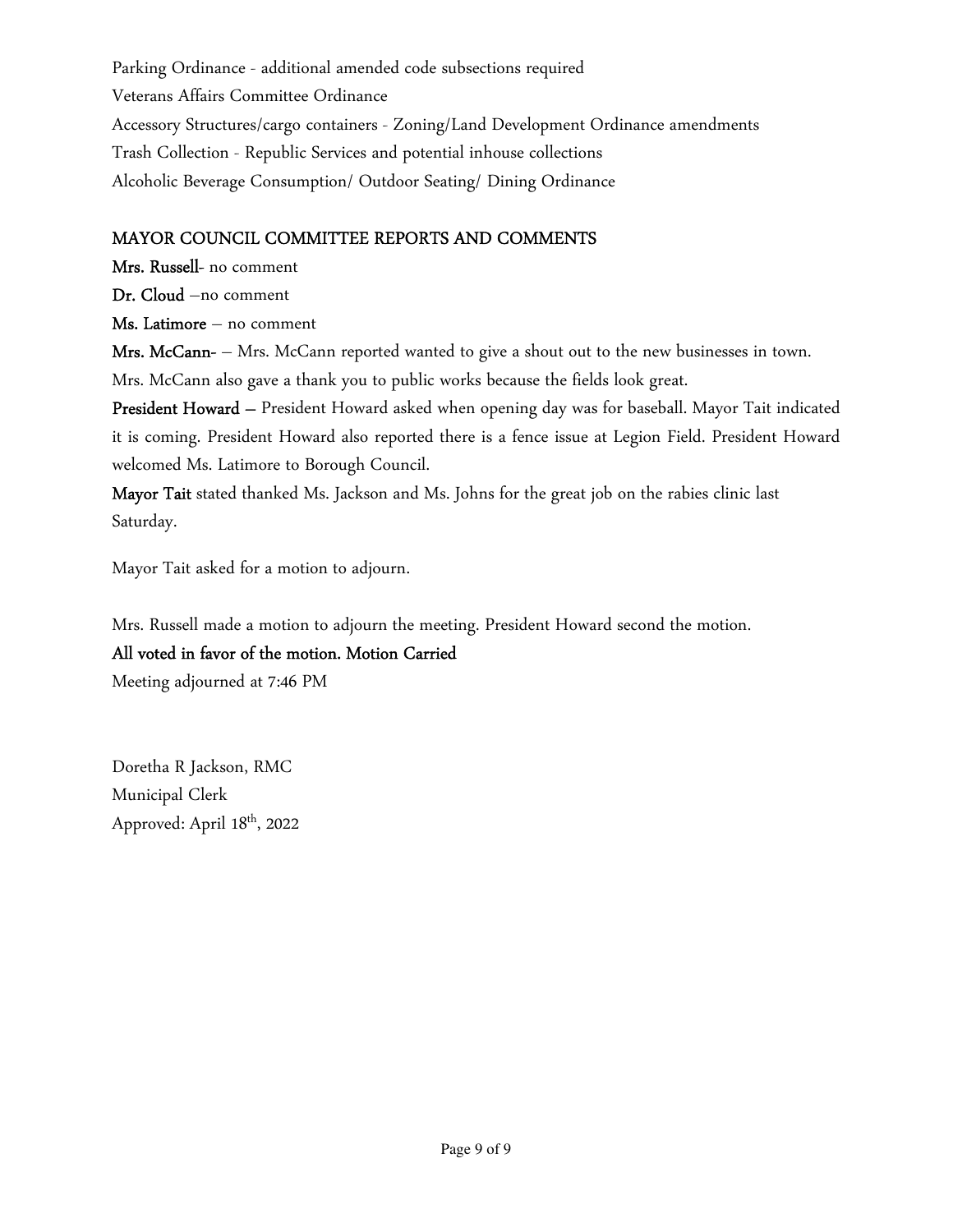Parking Ordinance - additional amended code subsections required

Veterans Affairs Committee Ordinance

Accessory Structures/cargo containers - Zoning/Land Development Ordinance amendments

Trash Collection - Republic Services and potential inhouse collections

Alcoholic Beverage Consumption/ Outdoor Seating/ Dining Ordinance

## MAYOR COUNCIL COMMITTEE REPORTS AND COMMENTS

**Mrs. Russell**- no comment

**Dr. Cloud** –no comment

**Ms. Latimore** – no comment

**Mrs. McCann**- – Mrs. McCann reported wanted to give a shout out to the new businesses in town. Mrs. McCann also gave a thank you to public works because the fields look great.

**President Howard –** President Howard asked when opening day was for baseball. Mayor Tait indicated it is coming. President Howard also reported there is a fence issue at Legion Field. President Howard welcomed Ms. Latimore to Borough Council.

**Mayor Tait** stated thanked Ms. Jackson and Ms. Johns for the great job on the rabies clinic last Saturday.

Mayor Tait asked for a motion to adjourn.

Mrs. Russell made a motion to adjourn the meeting. President Howard second the motion.

**All voted in favor of the motion. Motion Carried**

Meeting adjourned at 7:46 PM

Doretha R Jackson, RMC
Municipal Clerk
Approved: April 18th, 2022